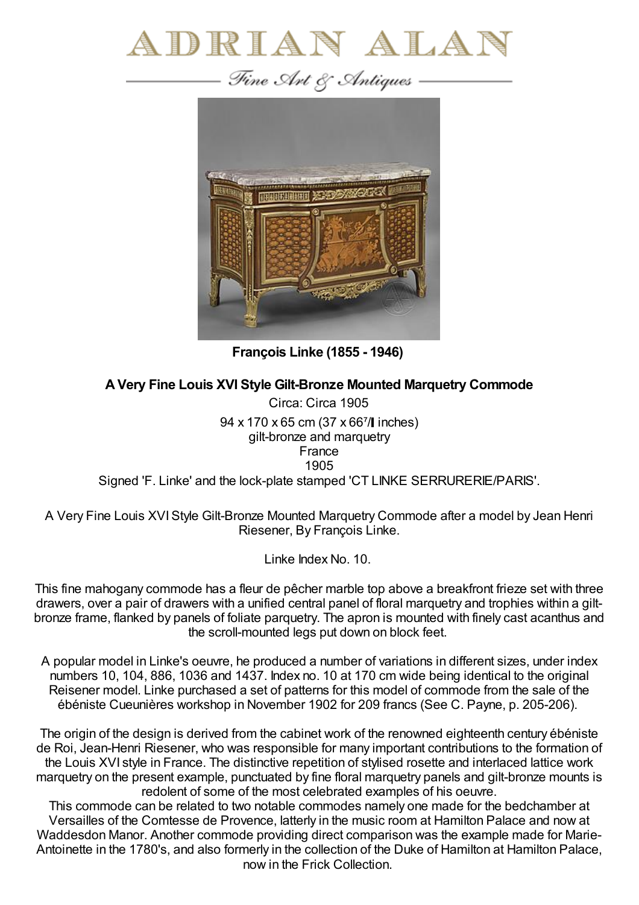# ADRIAN ALAN

*Fine Art & Antiques*

**François Linke (1855 - 1946)**

**A Very Fine Louis XVI Style Gilt-Bronze Mounted Marquetry Commode**

Circa: Circa 1905

94 x 170 x 65 cm (37 x 66⁷/8 inches)

gilt-bronze and marquetry

France

1905

Signed 'F. Linke' and the lock-plate stamped 'CT LINKE SERRURERIE/PARIS'.

A Very Fine Louis XVI Style Gilt-Bronze Mounted Marquetry Commode after a model by Jean Henri Riesener, By François Linke.

Linke Index No. 10.

This fine mahogany commode has a fleur de pêcher marble top above a breakfront frieze set with three drawers, over a pair of drawers with a unified central panel of floral marquetry and trophies within a gilt-bronze frame, flanked by panels of foliate parquetry. The apron is mounted with finely cast acanthus and the scroll-mounted legs put down on block feet.

A popular model in Linke's oeuvre, he produced a number of variations in different sizes, under index numbers 10, 104, 886, 1036 and 1437. Index no. 10 at 170 cm wide being identical to the original Reisener model. Linke purchased a set of patterns for this model of commode from the sale of the ébéniste Cueunières workshop in November 1902 for 209 francs (See C. Payne, p. 205-206).

The origin of the design is derived from the cabinet work of the renowned eighteenth century ébéniste de Roi, Jean-Henri Riesener, who was responsible for many important contributions to the formation of the Louis XVI style in France. The distinctive repetition of stylised rosette and interlaced lattice work marquetry on the present example, punctuated by fine floral marquetry panels and gilt-bronze mounts is redolent of some of the most celebrated examples of his oeuvre.

This commode can be related to two notable commodes namely one made for the bedchamber at Versailles of the Comtesse de Provence, latterly in the music room at Hamilton Palace and now at Waddesdon Manor. Another commode providing direct comparison was the example made for Marie-Antoinette in the 1780's, and also formerly in the collection of the Duke of Hamilton at Hamilton Palace, now in the Frick Collection.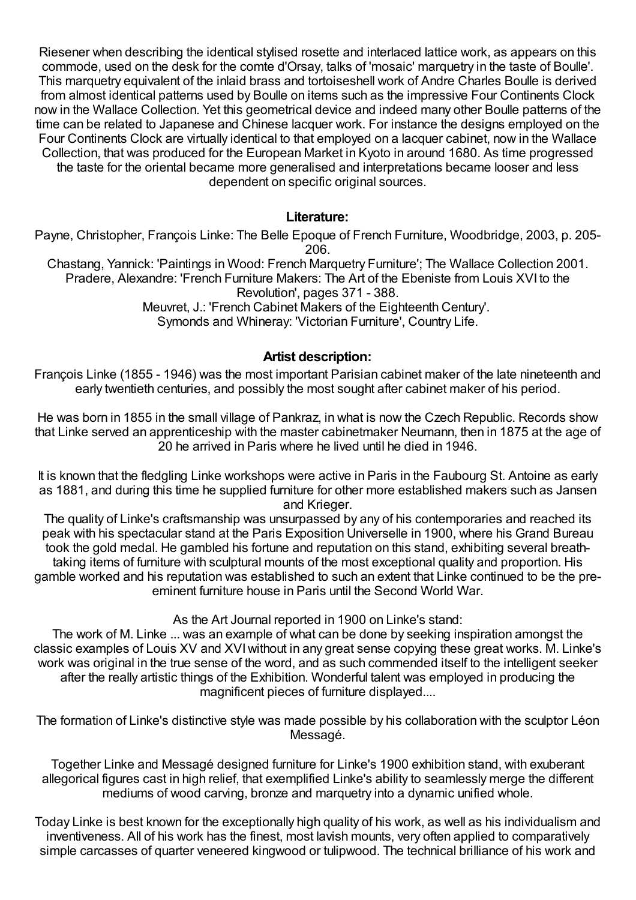Riesener when describing the identical stylised rosette and interlaced lattice work, as appears on this commode, used on the desk for the comte d'Orsay, talks of 'mosaic' marquetry in the taste of Boulle'. This marquetry equivalent of the inlaid brass and tortoiseshell work of Andre Charles Boulle is derived from almost identical patterns used by Boulle on items such as the impressive Four Continents Clock now in the Wallace Collection. Yet this geometrical device and indeed many other Boulle patterns of the time can be related to Japanese and Chinese lacquer work. For instance the designs employed on the Four Continents Clock are virtually identical to that employed on a lacquer cabinet, now in the Wallace Collection, that was produced for the European Market in Kyoto in around 1680. As time progressed the taste for the oriental became more generalised and interpretations became looser and less dependent on specific original sources.

**Literature:**

Payne, Christopher, François Linke: The Belle Epoque of French Furniture, Woodbridge, 2003, p. 205-206.
Chastang, Yannick: 'Paintings in Wood: French Marquetry Furniture'; The Wallace Collection 2001.
Pradere, Alexandre: 'French Furniture Makers: The Art of the Ebeniste from Louis XVI to the Revolution', pages 371 - 388.
Meuvret, J.: 'French Cabinet Makers of the Eighteenth Century'.
Symonds and Whineray: 'Victorian Furniture', Country Life.

**Artist description:**

François Linke (1855 - 1946) was the most important Parisian cabinet maker of the late nineteenth and early twentieth centuries, and possibly the most sought after cabinet maker of his period.

He was born in 1855 in the small village of Pankraz, in what is now the Czech Republic. Records show that Linke served an apprenticeship with the master cabinetmaker Neumann, then in 1875 at the age of 20 he arrived in Paris where he lived until he died in 1946.

It is known that the fledgling Linke workshops were active in Paris in the Faubourg St. Antoine as early as 1881, and during this time he supplied furniture for other more established makers such as Jansen and Krieger.
The quality of Linke's craftsmanship was unsurpassed by any of his contemporaries and reached its peak with his spectacular stand at the Paris Exposition Universelle in 1900, where his Grand Bureau took the gold medal. He gambled his fortune and reputation on this stand, exhibiting several breath-taking items of furniture with sculptural mounts of the most exceptional quality and proportion. His gamble worked and his reputation was established to such an extent that Linke continued to be the pre-eminent furniture house in Paris until the Second World War.

As the Art Journal reported in 1900 on Linke's stand:
The work of M. Linke ... was an example of what can be done by seeking inspiration amongst the classic examples of Louis XV and XVI without in any great sense copying these great works. M. Linke's work was original in the true sense of the word, and as such commended itself to the intelligent seeker after the really artistic things of the Exhibition. Wonderful talent was employed in producing the magnificent pieces of furniture displayed....

The formation of Linke's distinctive style was made possible by his collaboration with the sculptor Léon Messagé.

Together Linke and Messagé designed furniture for Linke's 1900 exhibition stand, with exuberant allegorical figures cast in high relief, that exemplified Linke's ability to seamlessly merge the different mediums of wood carving, bronze and marquetry into a dynamic unified whole.

Today Linke is best known for the exceptionally high quality of his work, as well as his individualism and inventiveness. All of his work has the finest, most lavish mounts, very often applied to comparatively simple carcasses of quarter veneered kingwood or tulipwood. The technical brilliance of his work and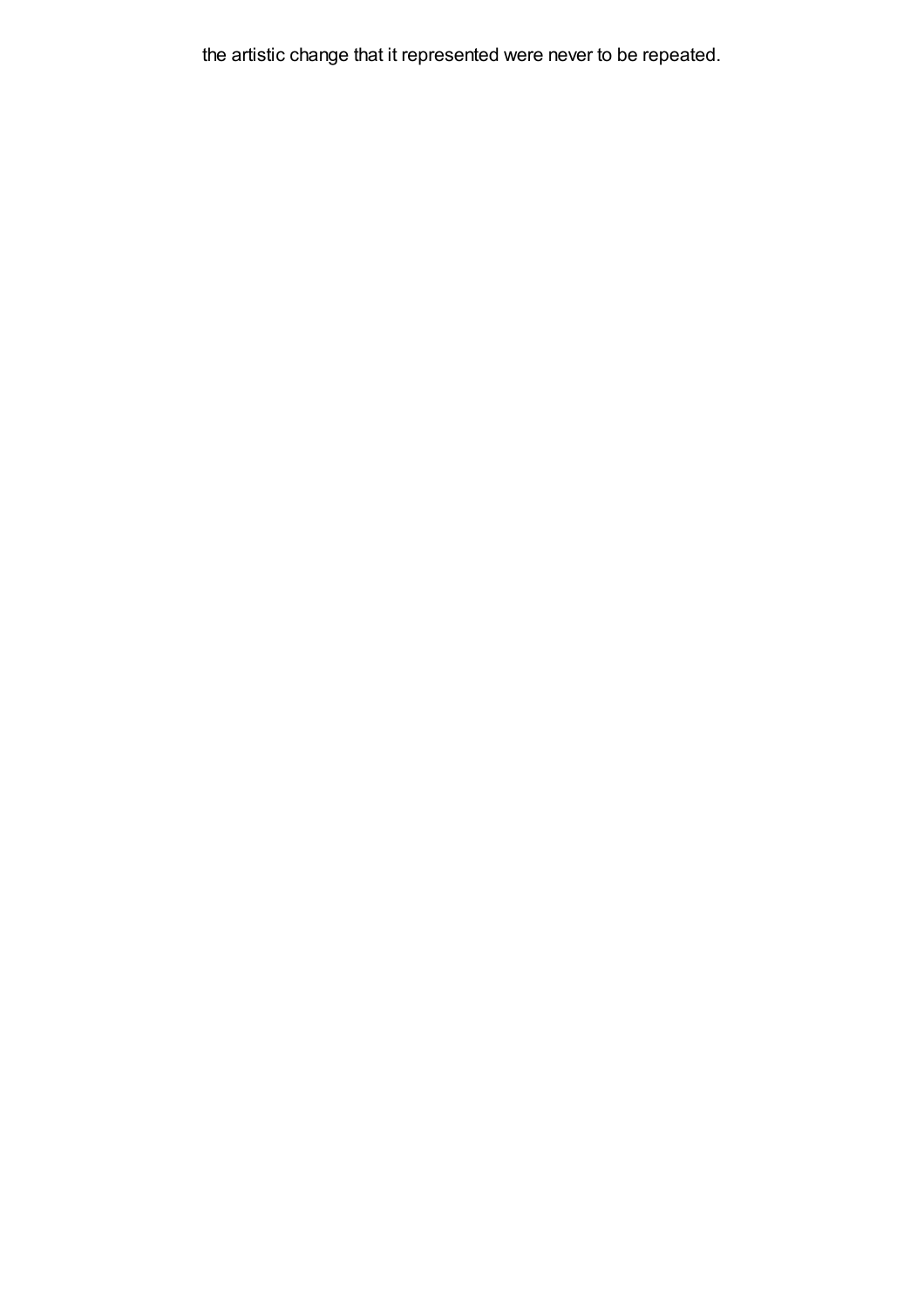the artistic change that it represented were never to be repeated.